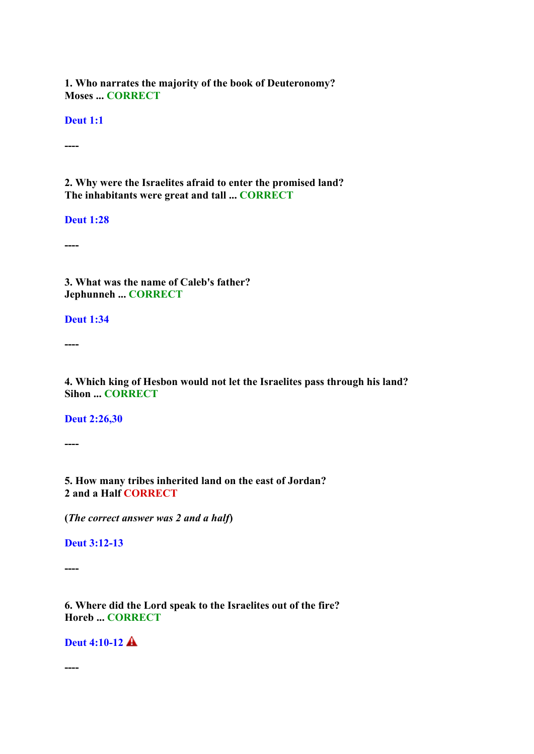**1. Who narrates the majority of the book of Deuteronomy?**
**Moses ... CORRECT**

**Deut 1:1**

**----**

**2. Why were the Israelites afraid to enter the promised land?**
**The inhabitants were great and tall ... CORRECT**

**Deut 1:28**

**----**

**3. What was the name of Caleb's father?**
**Jephunneh ... CORRECT**

**Deut 1:34**

**----**

**4. Which king of Hesbon would not let the Israelites pass through his land?**
**Sihon ... CORRECT**

**Deut 2:26,30**

**----**

**5. How many tribes inherited land on the east of Jordan?**
**2 and a Half CORRECT**

**(*The correct answer was 2 and a half*)**

**Deut 3:12-13**

**----**

**6. Where did the Lord speak to the Israelites out of the fire?**
**Horeb ... CORRECT**

**Deut 4:10-12**

**----**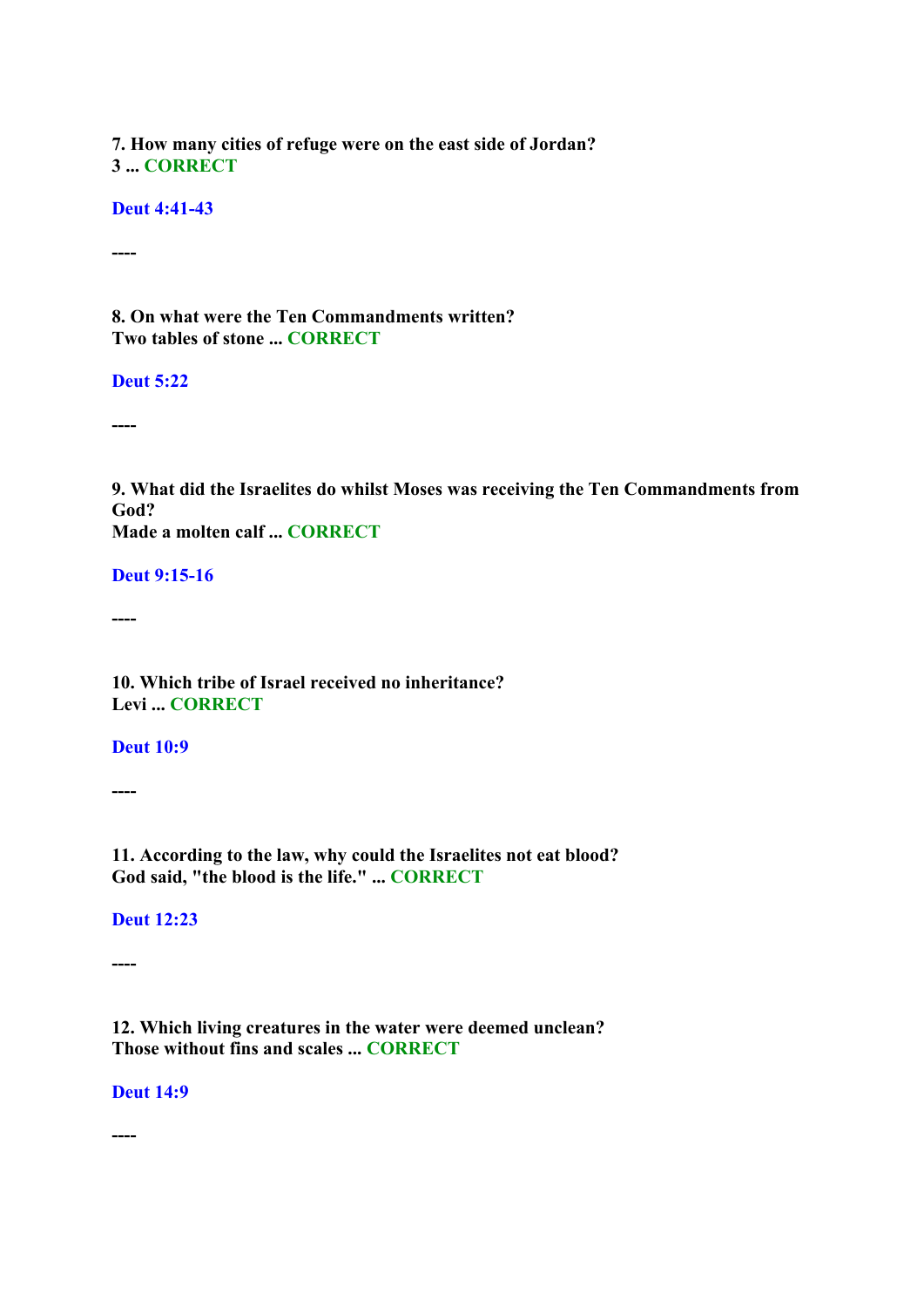**7. How many cities of refuge were on the east side of Jordan?**
**3 ... CORRECT**

**Deut 4:41-43**

**----**

**8. On what were the Ten Commandments written?**
**Two tables of stone ... CORRECT**

**Deut 5:22**

**----**

**9. What did the Israelites do whilst Moses was receiving the Ten Commandments from God?**
**Made a molten calf ... CORRECT**

**Deut 9:15-16**

**----**

**10. Which tribe of Israel received no inheritance?**
**Levi ... CORRECT**

**Deut 10:9**

**----**

**11. According to the law, why could the Israelites not eat blood?**
**God said, "the blood is the life." ... CORRECT**

**Deut 12:23**

**----**

**12. Which living creatures in the water were deemed unclean?**
**Those without fins and scales ... CORRECT**

**Deut 14:9**

**----**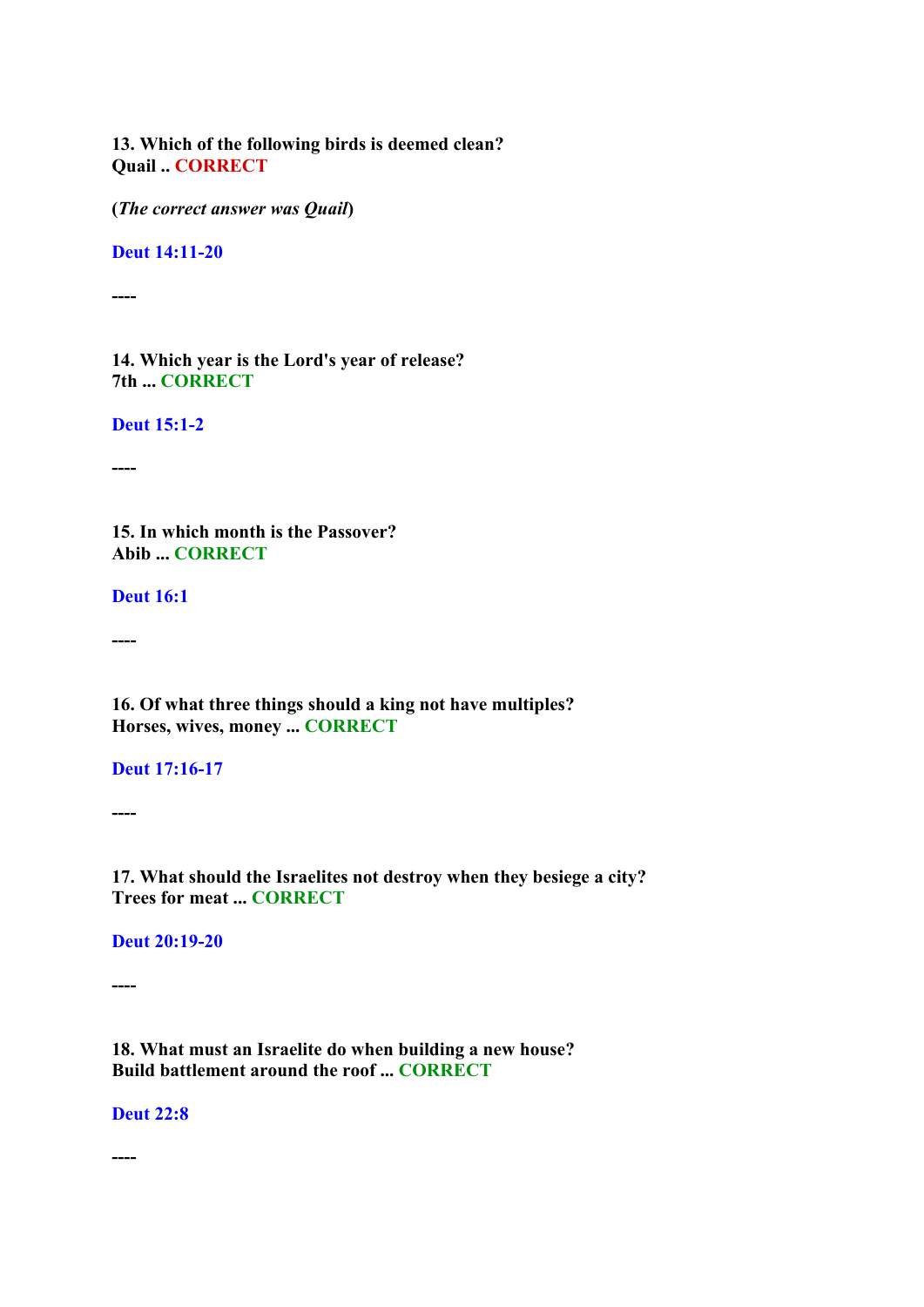**13. Which of the following birds is deemed clean?**
**Quail .. CORRECT**

**(*The correct answer was Quail*)**

**Deut 14:11-20**

**----**

**14. Which year is the Lord's year of release?**
**7th ... CORRECT**

**Deut 15:1-2**

**----**

**15. In which month is the Passover?**
**Abib ... CORRECT**

**Deut 16:1**

**----**

**16. Of what three things should a king not have multiples?**
**Horses, wives, money ... CORRECT**

**Deut 17:16-17**

**----**

**17. What should the Israelites not destroy when they besiege a city?**
**Trees for meat ... CORRECT**

**Deut 20:19-20**

**----**

**18. What must an Israelite do when building a new house?**
**Build battlement around the roof ... CORRECT**

**Deut 22:8**

**----**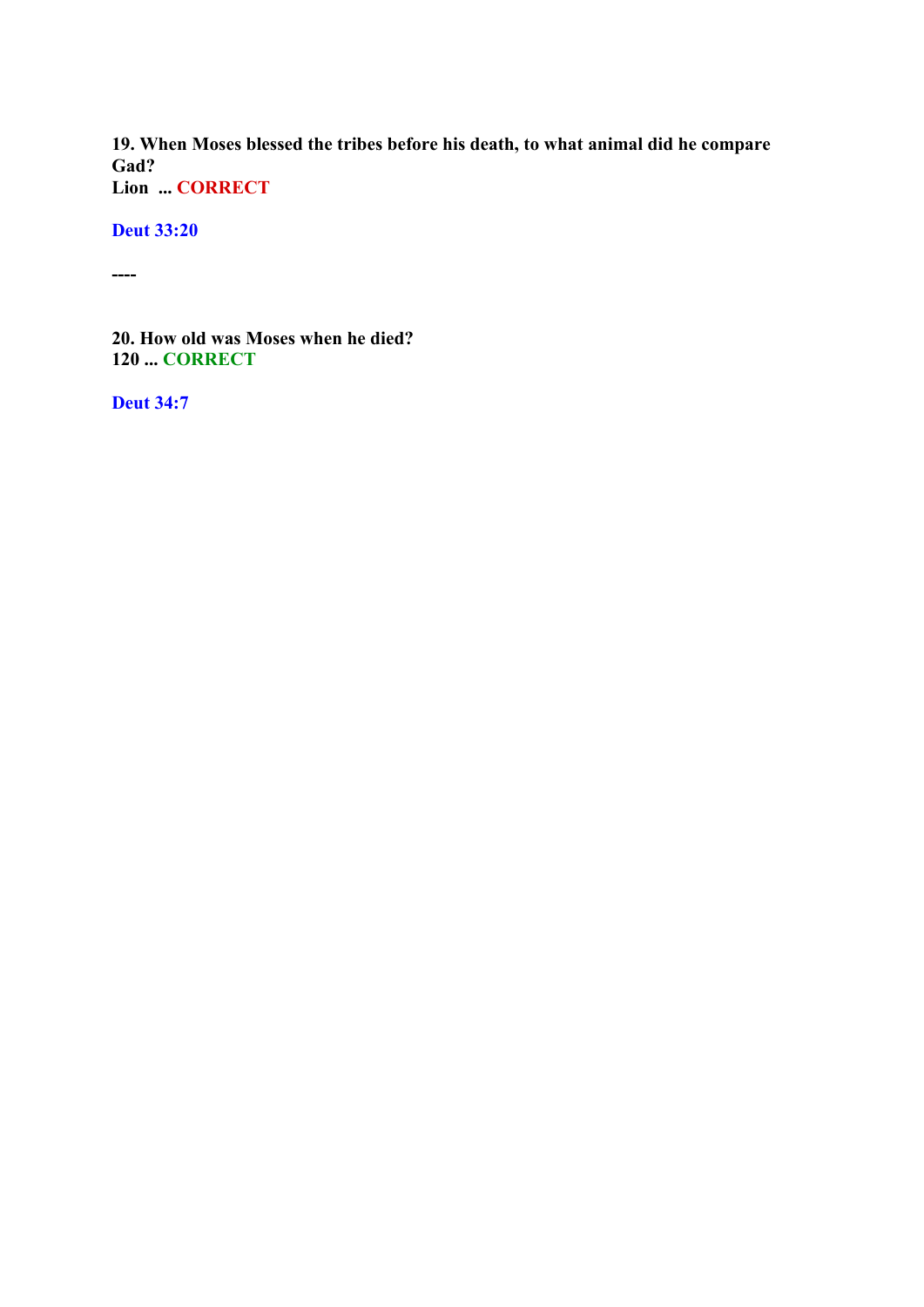**19. When Moses blessed the tribes before his death, to what animal did he compare Gad?**
**Lion ... CORRECT**

**Deut 33:20**

**----**

**20. How old was Moses when he died?**
**120 ... CORRECT**

**Deut 34:7**